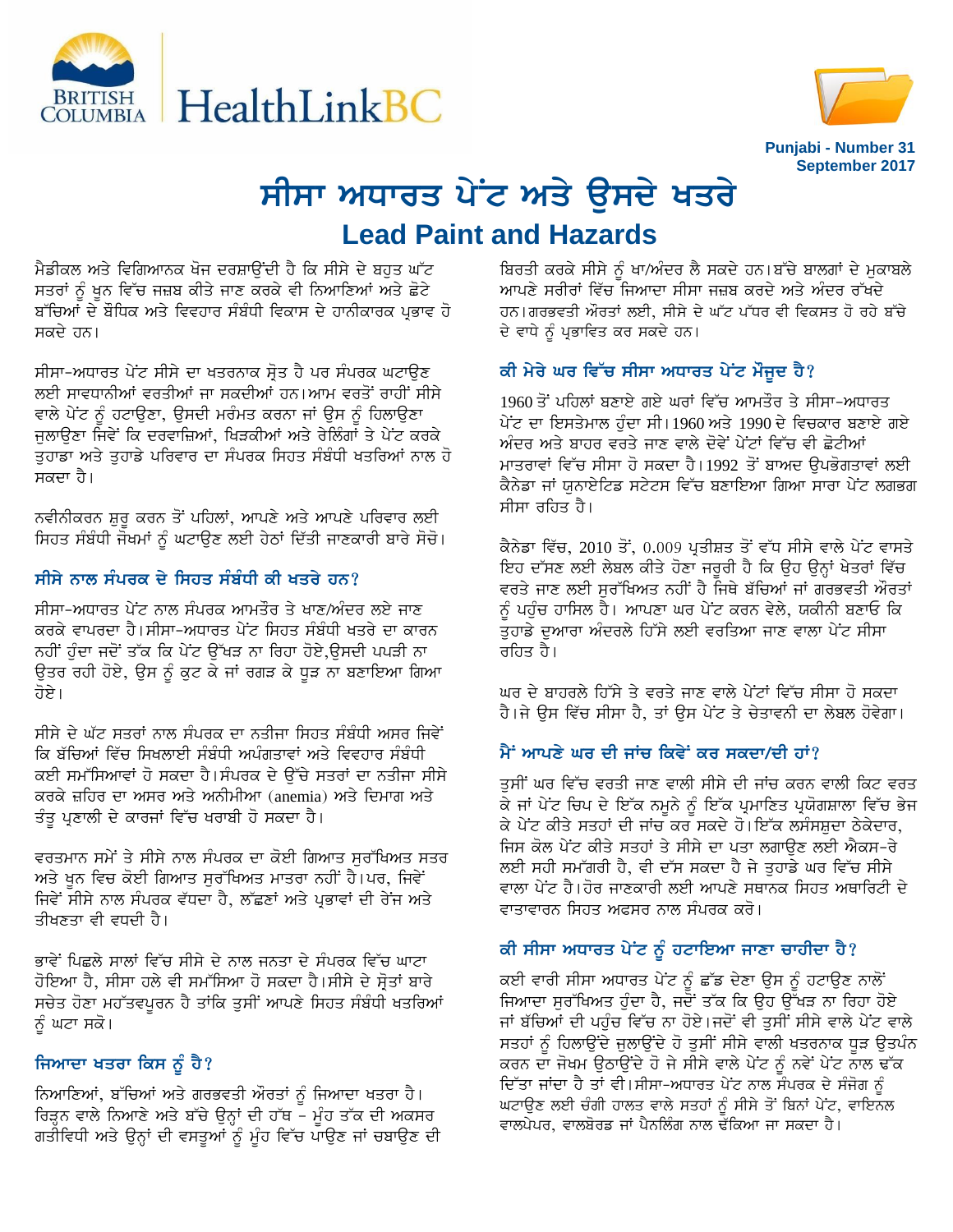Punjabi - Number 31
September 2017

# ਸੀਸਾ ਅਧਾਰਤ ਪੇਂਟ ਅਤੇ ਉਸਦੇ ਖਤਰੇ

## Lead Paint and Hazards

ਮੈਡੀਕਲ ਅਤੇ ਵਿਗਿਆਨਕ ਖੋਜ ਦਰਸ਼ਾਉਂਦੀ ਹੈ ਕਿ ਸੀਸੇ ਦੇ ਬਹੁਤ ਘੱਟ ਸਤਰਾਂ ਨੂੰ ਖੂਨ ਵਿੱਚ ਜਜ਼ਬ ਕੀਤੇ ਜਾਣ ਕਰਕੇ ਵੀ ਨਿਆਣਿਆਂ ਅਤੇ ਛੋਟੇ ਬੱਚਿਆਂ ਦੇ ਬੌਧਿਕ ਅਤੇ ਵਿਵਹਾਰ ਸੰਬੰਧੀ ਵਿਕਾਸ ਦੇ ਹਾਨੀਕਾਰਕ ਪ੍ਰਭਾਵ ਹੋ ਸਕਦੇ ਹਨ।

ਸੀਸਾ-ਅਧਾਰਤ ਪੇਂਟ ਸੀਸੇ ਦਾ ਖਤਰਨਾਕ ਸ੍ਰੋਤ ਹੈ ਪਰ ਸੰਪਰਕ ਘਟਾਉਣ ਲਈ ਸਾਵਧਾਨੀਆਂ ਵਰਤੀਆਂ ਜਾ ਸਕਦੀਆਂ ਹਨ। ਆਮ ਵਰਤੋਂ ਰਾਹੀਂ ਸੀਸੇ ਵਾਲੇ ਪੇਂਟ ਨੂੰ ਹਟਾਉਣਾ, ਉਸਦੀ ਮਰੰਮਤ ਕਰਨਾ ਜਾਂ ਉਸ ਨੂੰ ਹਿਲਾਉਣਾ ਜੁਲਾਉਣਾ ਜਿਵੇਂ ਕਿ ਦਰਵਾਜ਼ਿਆਂ, ਖਿੜਕੀਆਂ ਅਤੇ ਰੇਲਿੰਗਾਂ ਤੇ ਪੇਂਟ ਕਰਕੇ ਤੁਹਾਡਾ ਅਤੇ ਤੁਹਾਡੇ ਪਰਿਵਾਰ ਦਾ ਸੰਪਰਕ ਸਿਹਤ ਸੰਬੰਧੀ ਖਤਰਿਆਂ ਨਾਲ ਹੋ ਸਕਦਾ ਹੈ।

ਨਵੀਨੀਕਰਨ ਸ਼ੁਰੂ ਕਰਨ ਤੋਂ ਪਹਿਲਾਂ, ਆਪਣੇ ਅਤੇ ਆਪਣੇ ਪਰਿਵਾਰ ਲਈ ਸਿਹਤ ਸੰਬੰਧੀ ਜੋਖਮਾਂ ਨੂੰ ਘਟਾਉਣ ਲਈ ਹੇਠਾਂ ਦਿੱਤੀ ਜਾਣਕਾਰੀ ਬਾਰੇ ਸੋਚੋ।

### ਸੀਸੇ ਨਾਲ ਸੰਪਰਕ ਦੇ ਸਿਹਤ ਸੰਬੰਧੀ ਕੀ ਖਤਰੇ ਹਨ?

ਸੀਸਾ-ਅਧਾਰਤ ਪੇਂਟ ਨਾਲ ਸੰਪਰਕ ਆਮਤੌਰ ਤੇ ਖਾਣ/ਅੰਦਰ ਲਏ ਜਾਣ ਕਰਕੇ ਵਾਪਰਦਾ ਹੈ। ਸੀਸਾ-ਅਧਾਰਤ ਪੇਂਟ ਸਿਹਤ ਸੰਬੰਧੀ ਖਤਰੇ ਦਾ ਕਾਰਨ ਨਹੀਂ ਹੁੰਦਾ ਜਦੋਂ ਤੱਕ ਕਿ ਪੇਂਟ ਉੱਖੜ ਨਾ ਰਿਹਾ ਹੋਏ,ਉਸਦੀ ਪਪੜੀ ਨਾ ਉਤਰ ਰਹੀ ਹੋਏ, ਉਸ ਨੂੰ ਕੁਟ ਕੇ ਜਾਂ ਰਗੜ ਕੇ ਧੂੜ ਨਾ ਬਣਾਇਆ ਗਿਆ ਹੋਏ।

ਸੀਸੇ ਦੇ ਘੱਟ ਸਤਰਾਂ ਨਾਲ ਸੰਪਰਕ ਦਾ ਨਤੀਜਾ ਸਿਹਤ ਸੰਬੰਧੀ ਅਸਰ ਜਿਵੇਂ ਕਿ ਬੱਚਿਆਂ ਵਿੱਚ ਸਿਖਲਾਈ ਸੰਬੰਧੀ ਅਪੰਗਤਾਵਾਂ ਅਤੇ ਵਿਵਹਾਰ ਸੰਬੰਧੀ ਕਈ ਸਮੱਸਿਆਵਾਂ ਹੋ ਸਕਦਾ ਹੈ। ਸੰਪਰਕ ਦੇ ਉੱਚੇ ਸਤਰਾਂ ਦਾ ਨਤੀਜਾ ਸੀਸੇ ਕਰਕੇ ਜ਼ਹਿਰ ਦਾ ਅਸਰ ਅਤੇ ਅਨੀਮੀਆ (anemia) ਅਤੇ ਦਿਮਾਗ ਅਤੇ ਤੰਤੂ ਪ੍ਰਣਾਲੀ ਦੇ ਕਾਰਜਾਂ ਵਿੱਚ ਖਰਾਬੀ ਹੋ ਸਕਦਾ ਹੈ।

ਵਰਤਮਾਨ ਸਮੇਂ ਤੇ ਸੀਸੇ ਨਾਲ ਸੰਪਰਕ ਦਾ ਕੋਈ ਗਿਆਤ ਸੁਰੱਖਿਅਤ ਸਤਰ ਅਤੇ ਖੂਨ ਵਿਚ ਕੋਈ ਗਿਆਤ ਸੁਰੱਖਿਅਤ ਮਾਤਰਾ ਨਹੀਂ ਹੈ। ਪਰ, ਜਿਵੇਂ ਜਿਵੇਂ ਸੀਸੇ ਨਾਲ ਸੰਪਰਕ ਵੱਧਦਾ ਹੈ, ਲੱਛਣਾਂ ਅਤੇ ਪ੍ਰਭਾਵਾਂ ਦੀ ਰੇਂਜ ਅਤੇ ਤੀਖਣਤਾ ਵੀ ਵਧਦੀ ਹੈ।

ਭਾਵੇਂ ਪਿਛਲੇ ਸਾਲਾਂ ਵਿੱਚ ਸੀਸੇ ਦੇ ਨਾਲ ਜਨਤਾ ਦੇ ਸੰਪਰਕ ਵਿੱਚ ਘਾਟਾ ਹੋਇਆ ਹੈ, ਸੀਸਾ ਹਲੇ ਵੀ ਸਮੱਸਿਆ ਹੋ ਸਕਦਾ ਹੈ। ਸੀਸੇ ਦੇ ਸ੍ਰੋਤਾਂ ਬਾਰੇ ਸਚੇਤ ਹੋਣਾ ਮਹੱਤਵਪੂਰਨ ਹੈ ਤਾਂਕਿ ਤੁਸੀਂ ਆਪਣੇ ਸਿਹਤ ਸੰਬੰਧੀ ਖਤਰਿਆਂ ਨੂੰ ਘਟਾ ਸਕੋ।

### ਜਿਆਦਾ ਖਤਰਾ ਕਿਸ ਨੂੰ ਹੈ?

ਨਿਆਣਿਆਂ, ਬੱਚਿਆਂ ਅਤੇ ਗਰਭਵਤੀ ਔਰਤਾਂ ਨੂੰ ਜਿਆਦਾ ਖਤਰਾ ਹੈ। ਰਿੜ੍ਹਨ ਵਾਲੇ ਨਿਆਣੇ ਅਤੇ ਬੱਚੇ ਉਨ੍ਹਾਂ ਦੀ ਹੱਥ - ਮੂੰਹ ਤੱਕ ਦੀ ਅਕਸਰ ਗਤੀਵਿਧੀ ਅਤੇ ਉਨ੍ਹਾਂ ਦੀ ਵਸਤੂਆਂ ਨੂੰ ਮੂੰਹ ਵਿੱਚ ਪਾਉਣ ਜਾਂ ਚਬਾਉਣ ਦੀ ਬਿਰਤੀ ਕਰਕੇ ਸੀਸੇ ਨੂੰ ਖਾ/ਅੰਦਰ ਲੈ ਸਕਦੇ ਹਨ। ਬੱਚੇ ਬਾਲਗਾਂ ਦੇ ਮੁਕਾਬਲੇ ਆਪਣੇ ਸਰੀਰਾਂ ਵਿੱਚ ਜਿਆਦਾ ਸੀਸਾ ਜਜ਼ਬ ਕਰਦੇ ਅਤੇ ਅੰਦਰ ਰੱਖਦੇ ਹਨ। ਗਰਭਵਤੀ ਔਰਤਾਂ ਲਈ, ਸੀਸੇ ਦੇ ਘੱਟ ਪੱਧਰ ਵੀ ਵਿਕਸਤ ਹੋ ਰਹੇ ਬੱਚੇ ਦੇ ਵਾਧੇ ਨੂੰ ਪ੍ਰਭਾਵਿਤ ਕਰ ਸਕਦੇ ਹਨ।

### ਕੀ ਮੇਰੇ ਘਰ ਵਿੱਚ ਸੀਸਾ ਅਧਾਰਤ ਪੇਂਟ ਮੌਜੂਦ ਹੈ?

1960 ਤੋਂ ਪਹਿਲਾਂ ਬਣਾਏ ਗਏ ਘਰਾਂ ਵਿੱਚ ਆਮਤੌਰ ਤੇ ਸੀਸਾ-ਅਧਾਰਤ ਪੇਂਟ ਦਾ ਇਸਤੇਮਾਲ ਹੁੰਦਾ ਸੀ। 1960 ਅਤੇ 1990 ਦੇ ਵਿਚਕਾਰ ਬਣਾਏ ਗਏ ਅੰਦਰ ਅਤੇ ਬਾਹਰ ਵਰਤੇ ਜਾਣ ਵਾਲੇ ਦੋਵੇਂ ਪੇਂਟਾਂ ਵਿੱਚ ਵੀ ਛੋਟੀਆਂ ਮਾਤਰਾਵਾਂ ਵਿੱਚ ਸੀਸਾ ਹੋ ਸਕਦਾ ਹੈ। 1992 ਤੋਂ ਬਾਅਦ ਉਪਭੋਗਤਾਵਾਂ ਲਈ ਕੈਨੇਡਾ ਜਾਂ ਯੁਨਾਇਟਿਡ ਸਟੇਟਸ ਵਿੱਚ ਬਣਾਇਆ ਗਿਆ ਸਾਰਾ ਪੇਂਟ ਲਗਭਗ ਸੀਸਾ ਰਹਿਤ ਹੈ।

ਕੈਨੇਡਾ ਵਿੱਚ, 2010 ਤੋਂ, 0.009 ਪ੍ਰਤੀਸ਼ਤ ਤੋਂ ਵੱਧ ਸੀਸੇ ਵਾਲੇ ਪੇਂਟ ਵਾਸਤੇ ਇਹ ਦੱਸਣ ਲਈ ਲੇਬਲ ਕੀਤੇ ਹੋਣਾ ਜਰੂਰੀ ਹੈ ਕਿ ਉਹ ਉਨ੍ਹਾਂ ਖੇਤਰਾਂ ਵਿੱਚ ਵਰਤੇ ਜਾਣ ਲਈ ਸੁਰੱਖਿਅਤ ਨਹੀਂ ਹੈ ਜਿਥੇ ਬੱਚਿਆਂ ਜਾਂ ਗਰਭਵਤੀ ਔਰਤਾਂ ਨੂੰ ਪਹੁੰਚ ਹਾਸਿਲ ਹੈ। ਆਪਣਾ ਘਰ ਪੇਂਟ ਕਰਨ ਵੇਲੇ, ਯਕੀਨੀ ਬਣਾਓ ਕਿ ਤੁਹਾਡੇ ਦੁਆਰਾ ਅੰਦਰਲੇ ਹਿੱਸੇ ਲਈ ਵਰਤਿਆ ਜਾਣ ਵਾਲਾ ਪੇਂਟ ਸੀਸਾ ਰਹਿਤ ਹੈ।

ਘਰ ਦੇ ਬਾਹਰਲੇ ਹਿੱਸੇ ਤੇ ਵਰਤੇ ਜਾਣ ਵਾਲੇ ਪੇਂਟਾਂ ਵਿੱਚ ਸੀਸਾ ਹੋ ਸਕਦਾ ਹੈ। ਜੇ ਉਸ ਵਿੱਚ ਸੀਸਾ ਹੈ, ਤਾਂ ਉਸ ਪੇਂਟ ਤੇ ਚੇਤਾਵਨੀ ਦਾ ਲੇਬਲ ਹੋਵੇਗਾ।

### ਮੈਂ ਆਪਣੇ ਘਰ ਦੀ ਜਾਂਚ ਕਿਵੇਂ ਕਰ ਸਕਦਾ/ਦੀ ਹਾਂ?

ਤੁਸੀਂ ਘਰ ਵਿੱਚ ਵਰਤੀ ਜਾਣ ਵਾਲੀ ਸੀਸੇ ਦੀ ਜਾਂਚ ਕਰਨ ਵਾਲੀ ਕਿਟ ਵਰਤ ਕੇ ਜਾਂ ਪੇਂਟ ਚਿਪ ਦੇ ਇੱਕ ਨਮੂਨੇ ਨੂੰ ਇੱਕ ਪ੍ਰਮਾਣਿਤ ਪ੍ਰਯੋਗਸ਼ਾਲਾ ਵਿੱਚ ਭੇਜ ਕੇ ਪੇਂਟ ਕੀਤੇ ਸਤਹਾਂ ਦੀ ਜਾਂਚ ਕਰ ਸਕਦੇ ਹੋ। ਇੱਕ ਲਸੰਸਸ਼ੁਦਾ ਠੇਕੇਦਾਰ, ਜਿਸ ਕੋਲ ਪੇਂਟ ਕੀਤੇ ਸਤਹਾਂ ਤੇ ਸੀਸੇ ਦਾ ਪਤਾ ਲਗਾਉਣ ਲਈ ਐਕਸ-ਰੇ ਲਈ ਸਹੀ ਸਮੱਗਰੀ ਹੈ, ਵੀ ਦੱਸ ਸਕਦਾ ਹੈ ਜੇ ਤੁਹਾਡੇ ਘਰ ਵਿੱਚ ਸੀਸੇ ਵਾਲਾ ਪੇਂਟ ਹੈ। ਹੋਰ ਜਾਣਕਾਰੀ ਲਈ ਆਪਣੇ ਸਥਾਨਕ ਸਿਹਤ ਅਥਾਰਿਟੀ ਦੇ ਵਾਤਾਵਾਰਨ ਸਿਹਤ ਅਫਸਰ ਨਾਲ ਸੰਪਰਕ ਕਰੋ।

### ਕੀ ਸੀਸਾ ਅਧਾਰਤ ਪੇਂਟ ਨੂੰ ਹਟਾਇਆ ਜਾਣਾ ਚਾਹੀਦਾ ਹੈ?

ਕਈ ਵਾਰੀ ਸੀਸਾ ਅਧਾਰਤ ਪੇਂਟ ਨੂੰ ਛੱਡ ਦੇਣਾ ਉਸ ਨੂੰ ਹਟਾਉਣ ਨਾਲੋਂ ਜਿਆਦਾ ਸੁਰੱਖਿਅਤ ਹੁੰਦਾ ਹੈ, ਜਦੋਂ ਤੱਕ ਕਿ ਉਹ ਉੱਖੜ ਨਾ ਰਿਹਾ ਹੋਏ ਜਾਂ ਬੱਚਿਆਂ ਦੀ ਪਹੁੰਚ ਵਿੱਚ ਨਾ ਹੋਏ। ਜਦੋਂ ਵੀ ਤੁਸੀਂ ਸੀਸੇ ਵਾਲੇ ਪੇਂਟ ਵਾਲੇ ਸਤਹਾਂ ਨੂੰ ਹਿਲਾਉਂਦੇ ਜੁਲਾਉਂਦੇ ਹੋ ਤੁਸੀਂ ਸੀਸੇ ਵਾਲੀ ਖਤਰਨਾਕ ਧੂੜ ਉਤਪੰਨ ਕਰਨ ਦਾ ਜੋਖਮ ਉਠਾਉਂਦੇ ਹੋ ਜੇ ਸੀਸੇ ਵਾਲੇ ਪੇਂਟ ਨੂੰ ਨਵੇਂ ਪੇਂਟ ਨਾਲ ਢੱਕ ਦਿੱਤਾ ਜਾਂਦਾ ਹੈ ਤਾਂ ਵੀ। ਸੀਸਾ-ਅਧਾਰਤ ਪੇਂਟ ਨਾਲ ਸੰਪਰਕ ਦੇ ਸੰਜੋਗ ਨੂੰ ਘਟਾਉਣ ਲਈ ਚੰਗੀ ਹਾਲਤ ਵਾਲੇ ਸਤਹਾਂ ਨੂੰ ਸੀਸੇ ਤੋਂ ਬਿਨਾਂ ਪੇਂਟ, ਵਾਇਨਲ ਵਾਲਪੇਪਰ, ਵਾਲਬੋਰਡ ਜਾਂ ਪੈਨਲਿੰਗ ਨਾਲ ਢੱਕਿਆ ਜਾ ਸਕਦਾ ਹੈ।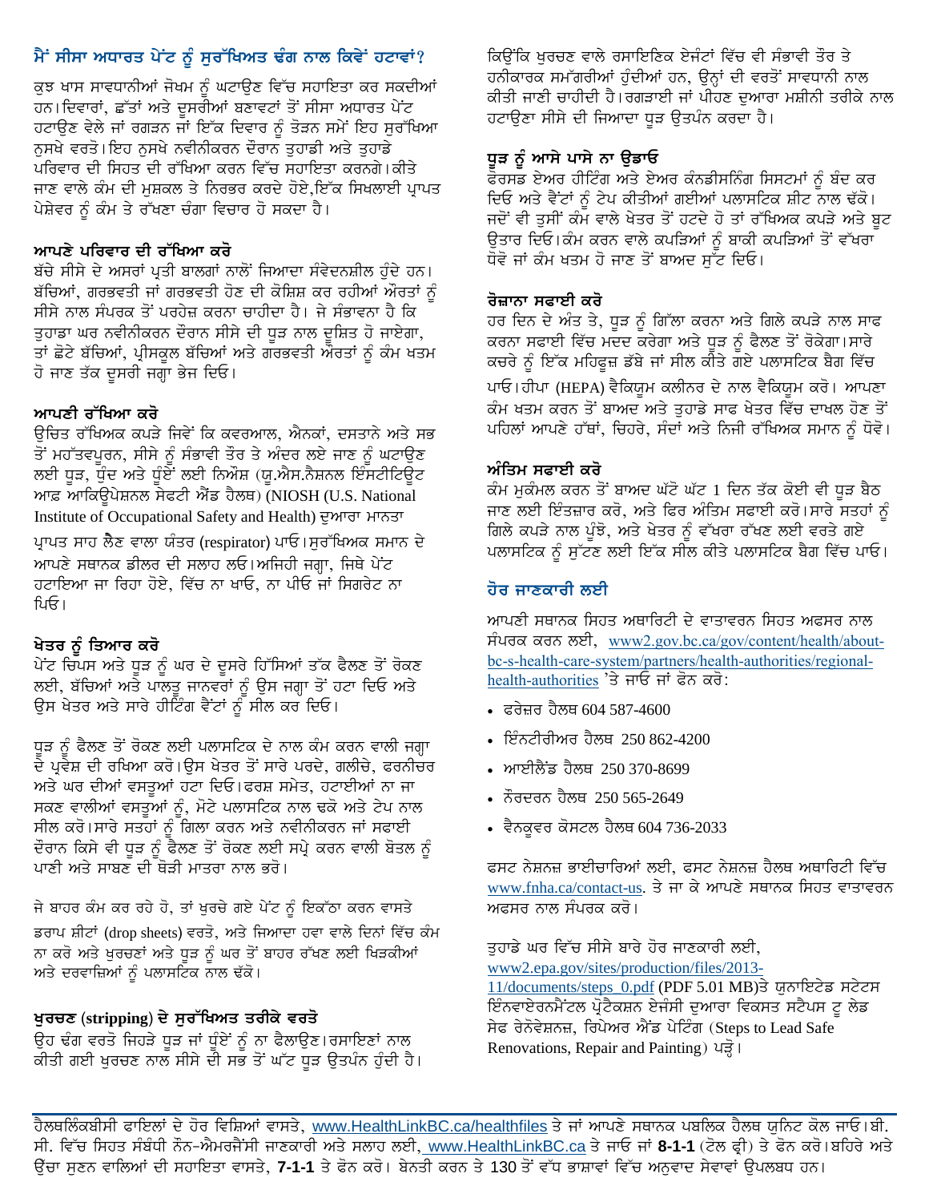## ਮੈਂ ਸੀਸਾ ਅਧਾਰਤ ਪੇਂਟ ਨੂੰ ਸੁਰੱਖਿਅਤ ਢੰਗ ਨਾਲ ਕਿਵੇਂ ਹਟਾਵਾਂ?

ਕੁਝ ਖਾਸ ਸਾਵਧਾਨੀਆਂ ਜੋਖਮ ਨੂੰ ਘਟਾਉਣ ਵਿੱਚ ਸਹਾਇਤਾ ਕਰ ਸਕਦੀਆਂ ਹਨ। ਦਿਵਾਰਾਂ, ਛੱਤਾਂ ਅਤੇ ਦੂਸਰੀਆਂ ਬਣਾਵਟਾਂ ਤੋਂ ਸੀਸਾ ਅਧਾਰਤ ਪੇਂਟ ਹਟਾਉਣ ਵੇਲੇ ਜਾਂ ਰਗੜਨ ਜਾਂ ਇੱਕ ਦਿਵਾਰ ਨੂੰ ਤੋੜਨ ਸਮੇਂ ਇਹ ਸੁਰੱਖਿਆ ਨੁਸਖੇ ਵਰਤੋ। ਇਹ ਨੁਸਖੇ ਨਵੀਨੀਕਰਨ ਦੌਰਾਨ ਤੁਹਾਡੀ ਅਤੇ ਤੁਹਾਡੇ ਪਰਿਵਾਰ ਦੀ ਸਿਹਤ ਦੀ ਰੱਖਿਆ ਕਰਨ ਵਿੱਚ ਸਹਾਇਤਾ ਕਰਨਗੇ। ਕੀਤੇ ਜਾਣ ਵਾਲੇ ਕੰਮ ਦੀ ਮੁਸ਼ਕਲ ਤੇ ਨਿਰਭਰ ਕਰਦੇ ਹੋਏ,ਇੱਕ ਸਿਖਲਾਈ ਪ੍ਰਾਪਤ ਪੇਸ਼ੇਵਰ ਨੂੰ ਕੰਮ ਤੇ ਰੱਖਣਾ ਚੰਗਾ ਵਿਚਾਰ ਹੋ ਸਕਦਾ ਹੈ।

### ਆਪਣੇ ਪਰਿਵਾਰ ਦੀ ਰੱਖਿਆ ਕਰੋ

ਬੱਚੇ ਸੀਸੇ ਦੇ ਅਸਰਾਂ ਪ੍ਰਤੀ ਬਾਲਗਾਂ ਨਾਲੋਂ ਜ਼ਿਆਦਾ ਸੰਵੇਦਨਸ਼ੀਲ ਹੁੰਦੇ ਹਨ। ਬੱਚਿਆਂ, ਗਰਭਵਤੀ ਜਾਂ ਗਰਭਵਤੀ ਹੋਣ ਦੀ ਕੋਸ਼ਿਸ਼ ਕਰ ਰਹੀਆਂ ਔਰਤਾਂ ਨੂੰ ਸੀਸੇ ਨਾਲ ਸੰਪਰਕ ਤੋਂ ਪਰਹੇਜ਼ ਕਰਨਾ ਚਾਹੀਦਾ ਹੈ। ਜੇ ਸੰਭਾਵਨਾ ਹੈ ਕਿ ਤੁਹਾਡਾ ਘਰ ਨਵੀਨੀਕਰਨ ਦੌਰਾਨ ਸੀਸੇ ਦੀ ਧੂੜ ਨਾਲ ਦੂਸ਼ਿਤ ਹੋ ਜਾਏਗਾ, ਤਾਂ ਛੋਟੇ ਬੱਚਿਆਂ, ਪ੍ਰੀਸਕੂਲ ਬੱਚਿਆਂ ਅਤੇ ਗਰਭਵਤੀ ਔਰਤਾਂ ਨੂੰ ਕੰਮ ਖਤਮ ਹੋ ਜਾਣ ਤੱਕ ਦੂਸਰੀ ਜਗ੍ਹਾ ਭੇਜ ਦਿਓ।

### ਆਪਣੀ ਰੱਖਿਆ ਕਰੋ

ਉਚਿਤ ਰੱਖਿਅਕ ਕਪੜੇ ਜਿਵੇਂ ਕਿ ਕਵਰਆਲ, ਐਨਕਾਂ, ਦਸਤਾਨੇ ਅਤੇ ਸਭ ਤੋਂ ਮਹੱਤਵਪੂਰਨ, ਸੀਸੇ ਨੂੰ ਸੰਭਾਵੀ ਤੌਰ ਤੇ ਅੰਦਰ ਲਏ ਜਾਣ ਨੂੰ ਘਟਾਉਣ ਲਈ ਧੂੜ, ਧੁੰਦ ਅਤੇ ਧੂੰਏਂ ਲਈ ਨਿਔਸ਼ (ਯੂ.ਐਸ.ਨੈਸ਼ਨਲ ਇੰਸਟੀਟਿਊਟ ਆਫ਼ ਆਕਿਊਪੇਸ਼ਨਲ ਸੇਫਟੀ ਐਂਡ ਹੈਲਥ) (NIOSH (U.S. National Institute of Occupational Safety and Health) ਦੁਆਰਾ ਮਾਨਤਾ ਪ੍ਰਾਪਤ ਸਾਹ ਲੈਣ ਵਾਲਾ ਯੰਤਰ (respirator) ਪਾਓ। ਸੁਰੱਖਿਅਕ ਸਮਾਨ ਦੇ ਆਪਣੇ ਸਥਾਨਕ ਡੀਲਰ ਦੀ ਸਲਾਹ ਲਓ। ਅਜਿਹੀ ਜਗ੍ਹਾ, ਜਿਥੇ ਪੇਂਟ ਹਟਾਇਆ ਜਾ ਰਿਹਾ ਹੋਵੇ, ਵਿੱਚ ਨਾ ਖਾਓ, ਨਾ ਪੀਓ ਜਾਂ ਸਿਗਰੇਟ ਨਾ ਪਿਓ।

### ਖੇਤਰ ਨੂੰ ਤਿਆਰ ਕਰੋ

ਪੇਂਟ ਚਿਪਸ ਅਤੇ ਧੂੜ ਨੂੰ ਘਰ ਦੇ ਦੂਸਰੇ ਹਿੱਸਿਆਂ ਤੱਕ ਫੈਲਣ ਤੋਂ ਰੋਕਣ ਲਈ, ਬੱਚਿਆਂ ਅਤੇ ਪਾਲਤੂ ਜਾਨਵਰਾਂ ਨੂੰ ਉਸ ਜਗ੍ਹਾ ਤੋਂ ਹਟਾ ਦਿਓ ਅਤੇ ਉਸ ਖੇਤਰ ਅਤੇ ਸਾਰੇ ਹੀਟਿੰਗ ਵੈਂਟਾਂ ਨੂੰ ਸੀਲ ਕਰ ਦਿਓ।

ਧੂੜ ਨੂੰ ਫੈਲਣ ਤੋਂ ਰੋਕਣ ਲਈ ਪਲਾਸਟਿਕ ਦੇ ਨਾਲ ਕੰਮ ਕਰਨ ਵਾਲੀ ਜਗ੍ਹਾ ਦੇ ਪ੍ਰਵੇਸ਼ ਦੀ ਰਖਿਆ ਕਰੋ। ਉਸ ਖੇਤਰ ਤੋਂ ਸਾਰੇ ਪਰਦੇ, ਗਲੀਚੇ, ਫਰਨੀਚਰ ਅਤੇ ਘਰ ਦੀਆਂ ਵਸਤੂਆਂ ਹਟਾ ਦਿਓ। ਫਰਸ਼ ਸਮੇਤ, ਹਟਾਈਆਂ ਨਾ ਜਾ ਸਕਣ ਵਾਲੀਆਂ ਵਸਤੂਆਂ ਨੂੰ, ਮੋਟੇ ਪਲਾਸਟਿਕ ਨਾਲ ਢਕੋ ਅਤੇ ਟੇਪ ਨਾਲ ਸੀਲ ਕਰੋ। ਸਾਰੇ ਸਤਹਾਂ ਨੂੰ ਗਿਲਾ ਕਰਨ ਅਤੇ ਨਵੀਨੀਕਰਨ ਜਾਂ ਸਫਾਈ ਦੌਰਾਨ ਕਿਸੇ ਵੀ ਧੂੜ ਨੂੰ ਫੈਲਣ ਤੋਂ ਰੋਕਣ ਲਈ ਸਪ੍ਰੇ ਕਰਨ ਵਾਲੀ ਬੋਤਲ ਨੂੰ ਪਾਣੀ ਅਤੇ ਸਾਬਣ ਦੀ ਥੋੜੀ ਮਾਤਰਾ ਨਾਲ ਭਰੋ।

ਜੇ ਬਾਹਰ ਕੰਮ ਕਰ ਰਹੇ ਹੋ, ਤਾਂ ਖੁਰਚੇ ਗਏ ਪੇਂਟ ਨੂੰ ਇਕੱਠਾ ਕਰਨ ਵਾਸਤੇ ਡਰਾਪ ਸ਼ੀਟਾਂ (drop sheets) ਵਰਤੋ, ਅਤੇ ਜ਼ਿਆਦਾ ਹਵਾ ਵਾਲੇ ਦਿਨਾਂ ਵਿੱਚ ਕੰਮ ਨਾ ਕਰੋ ਅਤੇ ਖੁਰਚਣਾਂ ਅਤੇ ਧੂੜ ਨੂੰ ਘਰ ਤੋਂ ਬਾਹਰ ਰੱਖਣ ਲਈ ਖਿੜਕੀਆਂ ਅਤੇ ਦਰਵਾਜ਼ਿਆਂ ਨੂੰ ਪਲਾਸਟਿਕ ਨਾਲ ਢੱਕੋ।

### ਖੁਰਚਣ (stripping) ਦੇ ਸੁਰੱਖਿਅਤ ਤਰੀਕੇ ਵਰਤੋ

ਉਹ ਢੰਗ ਵਰਤੋ ਜਿਹੜੇ ਧੂੜ ਜਾਂ ਧੂੰਏਂ ਨੂੰ ਨਾ ਫੈਲਾਉਣ। ਰਸਾਇਣਾਂ ਨਾਲ ਕੀਤੀ ਗਈ ਖੁਰਚਣ ਨਾਲ ਸੀਸੇ ਦੀ ਸਭ ਤੋਂ ਘੱਟ ਧੂੜ ਉਤਪੰਨ ਹੁੰਦੀ ਹੈ। ਕਿਉਂਕਿ ਖੁਰਚਣ ਵਾਲੇ ਰਸਾਇਣਿਕ ਏਜੰਟਾਂ ਵਿੱਚ ਵੀ ਸੰਭਾਵੀ ਤੌਰ ਤੇ ਹਨੀਕਾਰਕ ਸਮੱਗਰੀਆਂ ਹੁੰਦੀਆਂ ਹਨ, ਉਨ੍ਹਾਂ ਦੀ ਵਰਤੋਂ ਸਾਵਧਾਨੀ ਨਾਲ ਕੀਤੀ ਜਾਣੀ ਚਾਹੀਦੀ ਹੈ। ਰਗੜਾਈ ਜਾਂ ਪੀਹਣ ਦੁਆਰਾ ਮਸ਼ੀਨੀ ਤਰੀਕੇ ਨਾਲ ਹਟਾਉਣਾ ਸੀਸੇ ਦੀ ਜ਼ਿਆਦਾ ਧੂੜ ਉਤਪੰਨ ਕਰਦਾ ਹੈ।

### ਧੂੜ ਨੂੰ ਆਸੇ ਪਾਸੇ ਨਾ ਉਡਾਓ

ਫੋਰਸਡ ਏਅਰ ਹੀਟਿੰਗ ਅਤੇ ਏਅਰ ਕੰਡੀਸ਼ਨਿੰਗ ਸਿਸਟਮਾਂ ਨੂੰ ਬੰਦ ਕਰ ਦਿਓ ਅਤੇ ਵੈਂਟਾਂ ਨੂੰ ਟੇਪ ਕੀਤੀਆਂ ਗਈਆਂ ਪਲਾਸਟਿਕ ਸ਼ੀਟ ਨਾਲ ਢੱਕੋ। ਜਦੋਂ ਵੀ ਤੁਸੀਂ ਕੰਮ ਵਾਲੇ ਖੇਤਰ ਤੋਂ ਹਟਦੇ ਹੋ ਤਾਂ ਰੱਖਿਅਕ ਕਪੜੇ ਅਤੇ ਬੂਟ ਉਤਾਰ ਦਿਓ। ਕੰਮ ਕਰਨ ਵਾਲੇ ਕਪੜਿਆਂ ਨੂੰ ਬਾਕੀ ਕਪੜਿਆਂ ਤੋਂ ਵੱਖਰਾ ਧੋਵੋ ਜਾਂ ਕੰਮ ਖਤਮ ਹੋ ਜਾਣ ਤੋਂ ਬਾਅਦ ਸੁੱਟ ਦਿਓ।

### ਰੋਜ਼ਾਨਾ ਸਫਾਈ ਕਰੋ

ਹਰ ਦਿਨ ਦੇ ਅੰਤ ਤੇ, ਧੂੜ ਨੂੰ ਗਿੱਲਾ ਕਰਨਾ ਅਤੇ ਗਿਲੇ ਕਪੜੇ ਨਾਲ ਸਾਫ ਕਰਨਾ ਸਫਾਈ ਵਿੱਚ ਮਦਦ ਕਰੇਗਾ ਅਤੇ ਧੂੜ ਨੂੰ ਫੈਲਣ ਤੋਂ ਰੋਕੇਗਾ। ਸਾਰੇ ਕਚਰੇ ਨੂੰ ਇੱਕ ਮਹਿਫੂਜ਼ ਡੱਬੇ ਜਾਂ ਸੀਲ ਕੀਤੇ ਗਏ ਪਲਾਸਟਿਕ ਬੈਗ ਵਿੱਚ ਪਾਓ। ਹੀਪਾ (HEPA) ਵੈਕਿਊਮ ਕਲੀਨਰ ਦੇ ਨਾਲ ਵੈਕਿਊਮ ਕਰੋ। ਆਪਣਾ ਕੰਮ ਖਤਮ ਕਰਨ ਤੋਂ ਬਾਅਦ ਅਤੇ ਤੁਹਾਡੇ ਸਾਫ ਖੇਤਰ ਵਿੱਚ ਦਾਖਲ ਹੋਣ ਤੋਂ ਪਹਿਲਾਂ ਆਪਣੇ ਹੱਥਾਂ, ਚਿਹਰੇ, ਸੰਦਾਂ ਅਤੇ ਨਿਜੀ ਰੱਖਿਅਕ ਸਮਾਨ ਨੂੰ ਧੋਵੋ।

### ਅੰਤਿਮ ਸਫਾਈ ਕਰੋ

ਕੰਮ ਮੁਕੰਮਲ ਕਰਨ ਤੋਂ ਬਾਅਦ ਘੱਟੋ ਘੱਟ 1 ਦਿਨ ਤੱਕ ਕੋਈ ਵੀ ਧੂੜ ਬੈਠ ਜਾਣ ਲਈ ਇੰਤਜ਼ਾਰ ਕਰੋ, ਅਤੇ ਫਿਰ ਅੰਤਿਮ ਸਫਾਈ ਕਰੋ। ਸਾਰੇ ਸਤਹਾਂ ਨੂੰ ਗਿਲੇ ਕਪੜੇ ਨਾਲ ਪੂੰਝੋ, ਅਤੇ ਖੇਤਰ ਨੂੰ ਵੱਖਰਾ ਰੱਖਣ ਲਈ ਵਰਤੇ ਗਏ ਪਲਾਸਟਿਕ ਨੂੰ ਸੁੱਟਣ ਲਈ ਇੱਕ ਸੀਲ ਕੀਤੇ ਪਲਾਸਟਿਕ ਬੈਗ ਵਿੱਚ ਪਾਓ।

## ਹੋਰ ਜਾਣਕਾਰੀ ਲਈ

ਆਪਣੀ ਸਥਾਨਕ ਸਿਹਤ ਅਥਾਰਿਟੀ ਦੇ ਵਾਤਾਵਰਨ ਸਿਹਤ ਅਫਸਰ ਨਾਲ ਸੰਪਰਕ ਕਰਨ ਲਈ, www2.gov.bc.ca/gov/content/health/about-bc-s-health-care-system/partners/health-authorities/regional-health-authorities 'ਤੇ ਜਾਓ ਜਾਂ ਫੋਨ ਕਰੋ:

- ਫਰੇਜ਼ਰ ਹੈਲਥ 604 587-4600
- ਇੰਨਟੀਰੀਅਰ ਹੈਲਥ 250 862-4200
- ਆਈਲੈਂਡ ਹੈਲਥ 250 370-8699
- ਨੌਰਦਰਨ ਹੈਲਥ 250 565-2649
- ਵੈਨਕੂਵਰ ਕੋਸਟਲ ਹੈਲਥ 604 736-2033

ਫਸਟ ਨੇਸ਼ਨਜ਼ ਭਾਈਚਾਰਿਆਂ ਲਈ, ਫਸਟ ਨੇਸ਼ਨਜ਼ ਹੈਲਥ ਅਥਾਰਿਟੀ ਵਿੱਚ www.fnha.ca/contact-us. ਤੇ ਜਾ ਕੇ ਆਪਣੇ ਸਥਾਨਕ ਸਿਹਤ ਵਾਤਾਵਰਨ ਅਫਸਰ ਨਾਲ ਸੰਪਰਕ ਕਰੋ।

ਤੁਹਾਡੇ ਘਰ ਵਿੱਚ ਸੀਸੇ ਬਾਰੇ ਹੋਰ ਜਾਣਕਾਰੀ ਲਈ, www2.epa.gov/sites/production/files/2013-11/documents/steps_0.pdf (PDF 5.01 MB)ਤੇ ਯੁਨਾਇਟੇਡ ਸਟੇਟਸ ਇੰਨਵਾਇਰਨਮੈਂਟਲ ਪ੍ਰੋਟੈਕਸ਼ਨ ਏਜੰਸੀ ਦੁਆਰਾ ਵਿਕਸਤ ਸਟੈਪਸ ਟੂ ਲੇਡ ਸੇਫ ਰੇਨੋਵੇਸ਼ਨਜ਼, ਰਿਪੇਅਰ ਐਂਡ ਪੇਟਿੰਗ (Steps to Lead Safe Renovations, Repair and Painting) ਪੜ੍ਹੋ।

ਹੈਲਥਲਿੰਕਬੀਸੀ ਫਾਈਲਾਂ ਦੇ ਹੋਰ ਵਿਸ਼ਿਆਂ ਵਾਸਤੇ, www.HealthLinkBC.ca/healthfiles ਤੇ ਜਾਂ ਆਪਣੇ ਸਥਾਨਕ ਪਬਲਿਕ ਹੈਲਥ ਯੂਨਿਟ ਕੋਲ ਜਾਓ। ਬੀ. ਸੀ. ਵਿੱਚ ਸਿਹਤ ਸੰਬੰਧੀ ਨੌਨ-ਐਮਰਜੈਂਸੀ ਜਾਣਕਾਰੀ ਅਤੇ ਸਲਾਹ ਲਈ, www.HealthLinkBC.ca ਤੇ ਜਾਓ ਜਾਂ **8-1-1** (ਟੋਲ ਫ੍ਰੀ) ਤੇ ਫੋਨ ਕਰੋ। ਬਹਿਰੇ ਅਤੇ ਉਂਚਾ ਸੁਣਨ ਵਾਲਿਆਂ ਦੀ ਸਹਾਇਤਾ ਵਾਸਤੇ, **7-1-1** ਤੇ ਫੋਨ ਕਰੋ। ਬੇਨਤੀ ਕਰਨ ਤੇ 130 ਤੋਂ ਵੱਧ ਭਾਸ਼ਾਵਾਂ ਵਿੱਚ ਅਨੁਵਾਦ ਸੇਵਾਵਾਂ ਉਪਲਬਧ ਹਨ।